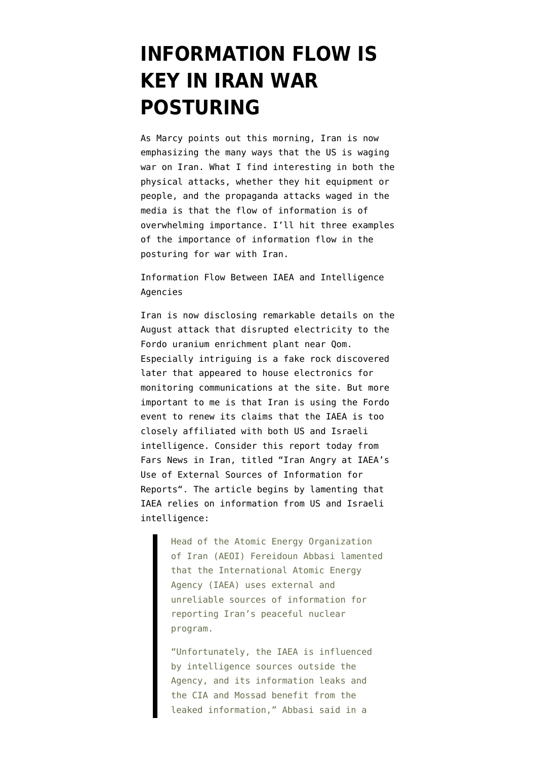# INFORMATION FLOW IS KEY IN IRAN WAR POSTURING

As Marcy points out this morning, Iran is now emphasizing the many ways that the US is waging war on Iran. What I find interesting in both the physical attacks, whether they hit equipment or people, and the propaganda attacks waged in the media is that the flow of information is of overwhelming importance. I'll hit three examples of the importance of information flow in the posturing for war with Iran.

Information Flow Between IAEA and Intelligence Agencies

Iran is now disclosing remarkable details on the August attack that disrupted electricity to the Fordo uranium enrichment plant near Qom. Especially intriguing is a fake rock discovered later that appeared to house electronics for monitoring communications at the site. But more important to me is that Iran is using the Fordo event to renew its claims that the IAEA is too closely affiliated with both US and Israeli intelligence. Consider this report today from Fars News in Iran, titled "Iran Angry at IAEA's Use of External Sources of Information for Reports". The article begins by lamenting that IAEA relies on information from US and Israeli intelligence:

> Head of the Atomic Energy Organization of Iran (AEOI) Fereidoun Abbasi lamented that the International Atomic Energy Agency (IAEA) uses external and unreliable sources of information for reporting Iran's peaceful nuclear program.
>
> "Unfortunately, the IAEA is influenced by intelligence sources outside the Agency, and its information leaks and the CIA and Mossad benefit from the leaked information," Abbasi said in a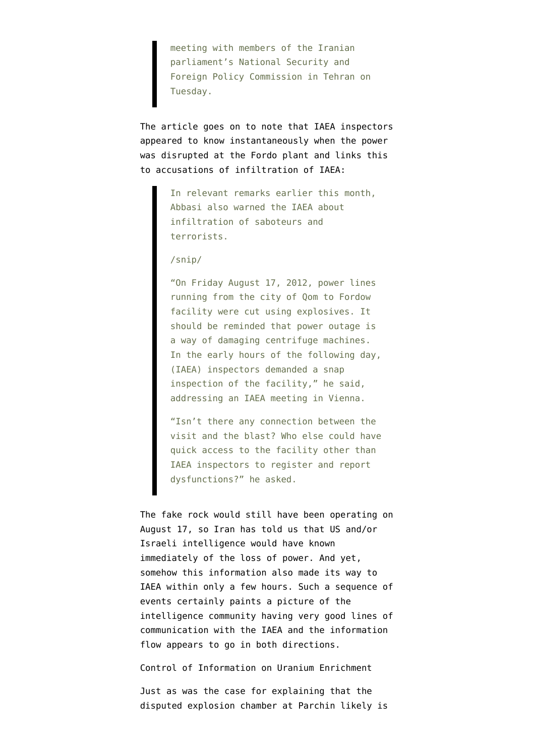> meeting with members of the Iranian parliament's National Security and Foreign Policy Commission in Tehran on Tuesday.

The article goes on to note that IAEA inspectors appeared to know instantaneously when the power was disrupted at the Fordo plant and links this to accusations of infiltration of IAEA:

> In relevant remarks earlier this month, Abbasi also warned the IAEA about infiltration of saboteurs and terrorists.
>
> /snip/
>
> "On Friday August 17, 2012, power lines running from the city of Qom to Fordow facility were cut using explosives. It should be reminded that power outage is a way of damaging centrifuge machines. In the early hours of the following day, (IAEA) inspectors demanded a snap inspection of the facility," he said, addressing an IAEA meeting in Vienna.
>
> "Isn't there any connection between the visit and the blast? Who else could have quick access to the facility other than IAEA inspectors to register and report dysfunctions?" he asked.

The fake rock would still have been operating on August 17, so Iran has told us that US and/or Israeli intelligence would have known immediately of the loss of power. And yet, somehow this information also made its way to IAEA within only a few hours. Such a sequence of events certainly paints a picture of the intelligence community having very good lines of communication with the IAEA and the information flow appears to go in both directions.

Control of Information on Uranium Enrichment

Just as was the case for explaining that the disputed explosion chamber at Parchin likely is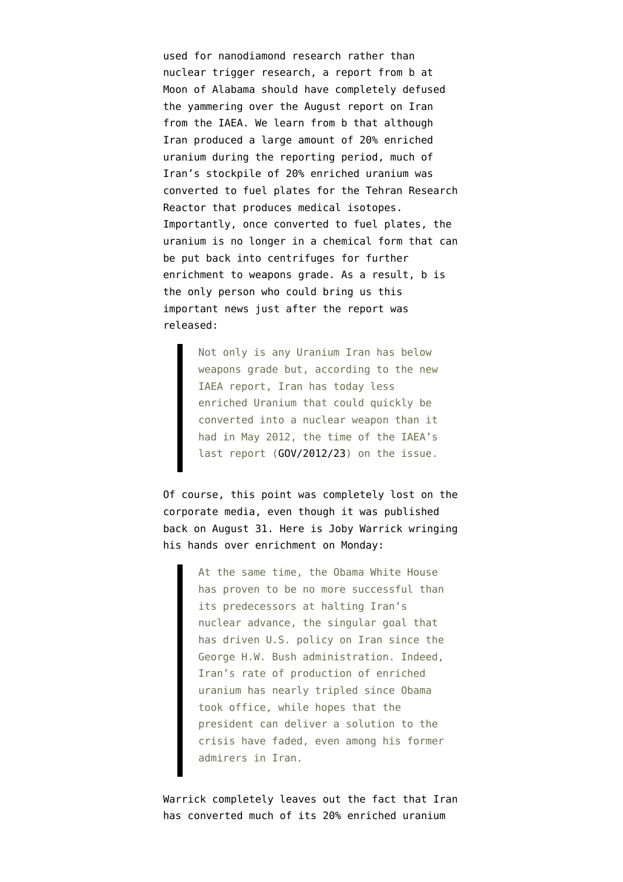used for nanodiamond research rather than nuclear trigger research, a report from b at Moon of Alabama should have completely defused the yammering over the August report on Iran from the IAEA. We learn from b that although Iran produced a large amount of 20% enriched uranium during the reporting period, much of Iran's stockpile of 20% enriched uranium was converted to fuel plates for the Tehran Research Reactor that produces medical isotopes. Importantly, once converted to fuel plates, the uranium is no longer in a chemical form that can be put back into centrifuges for further enrichment to weapons grade. As a result, b is the only person who could bring us this important news just after the report was released:

> Not only is any Uranium Iran has below weapons grade but, according to the new IAEA report, Iran has today less enriched Uranium that could quickly be converted into a nuclear weapon than it had in May 2012, the time of the IAEA's last report (GOV/2012/23) on the issue.

Of course, this point was completely lost on the corporate media, even though it was published back on August 31. Here is Joby Warrick wringing his hands over enrichment on Monday:

> At the same time, the Obama White House has proven to be no more successful than its predecessors at halting Iran's nuclear advance, the singular goal that has driven U.S. policy on Iran since the George H.W. Bush administration. Indeed, Iran's rate of production of enriched uranium has nearly tripled since Obama took office, while hopes that the president can deliver a solution to the crisis have faded, even among his former admirers in Iran.

Warrick completely leaves out the fact that Iran has converted much of its 20% enriched uranium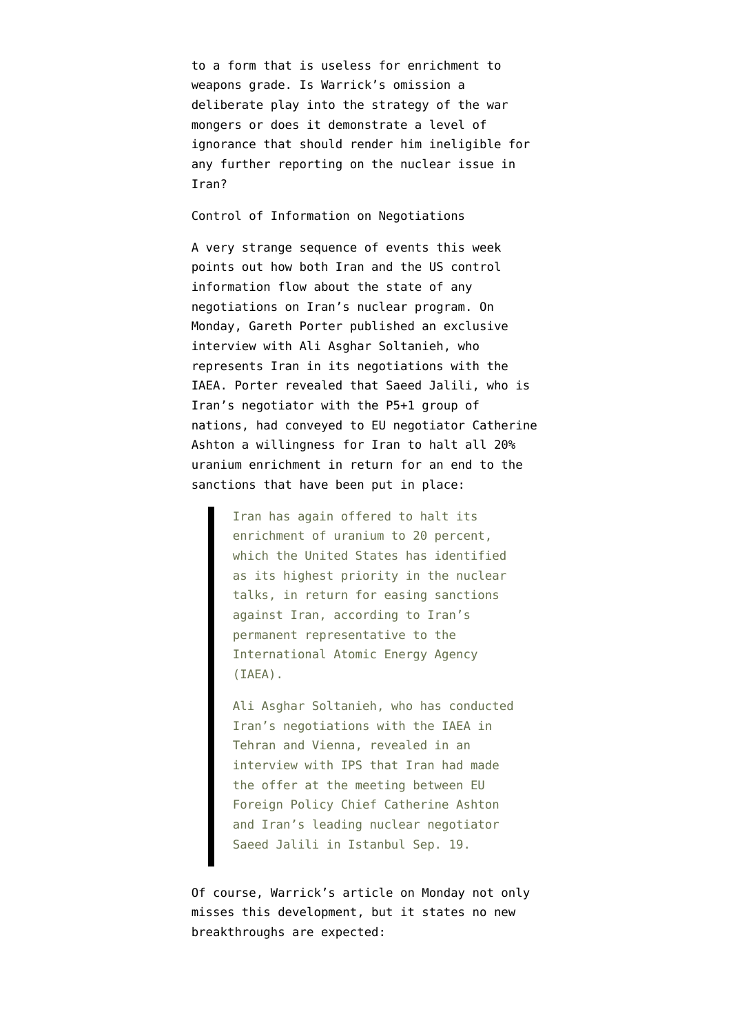to a form that is useless for enrichment to weapons grade. Is Warrick's omission a deliberate play into the strategy of the war mongers or does it demonstrate a level of ignorance that should render him ineligible for any further reporting on the nuclear issue in Iran?

## Control of Information on Negotiations

A very strange sequence of events this week points out how both Iran and the US control information flow about the state of any negotiations on Iran's nuclear program. On Monday, Gareth Porter published an exclusive interview with Ali Asghar Soltanieh, who represents Iran in its negotiations with the IAEA. Porter revealed that Saeed Jalili, who is Iran's negotiator with the P5+1 group of nations, had conveyed to EU negotiator Catherine Ashton a willingness for Iran to halt all 20% uranium enrichment in return for an end to the sanctions that have been put in place:

> Iran has again offered to halt its enrichment of uranium to 20 percent, which the United States has identified as its highest priority in the nuclear talks, in return for easing sanctions against Iran, according to Iran's permanent representative to the International Atomic Energy Agency (IAEA).
>
> Ali Asghar Soltanieh, who has conducted Iran's negotiations with the IAEA in Tehran and Vienna, revealed in an interview with IPS that Iran had made the offer at the meeting between EU Foreign Policy Chief Catherine Ashton and Iran's leading nuclear negotiator Saeed Jalili in Istanbul Sep. 19.

Of course, Warrick's article on Monday not only misses this development, but it states no new breakthroughs are expected: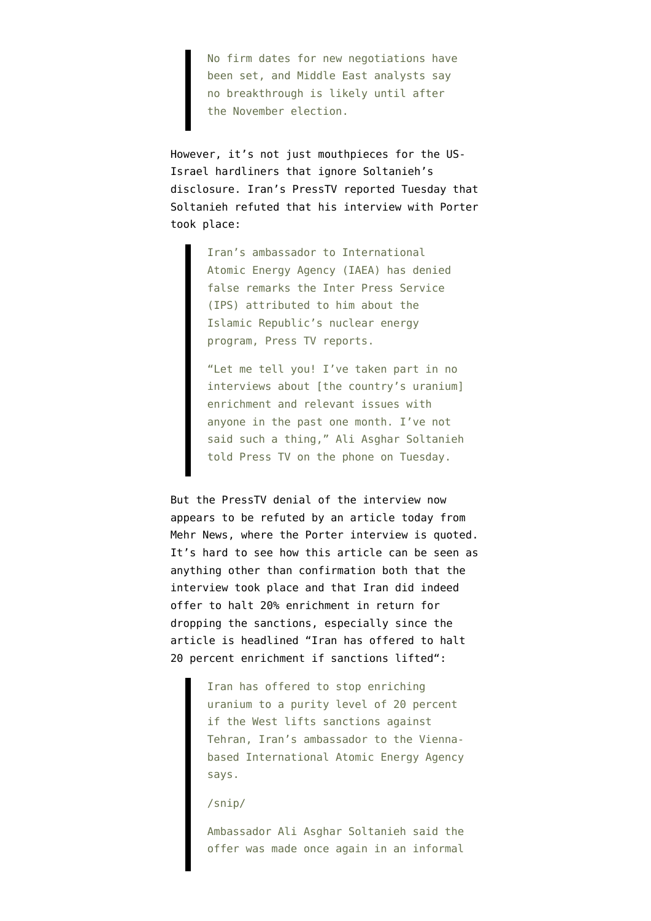> No firm dates for new negotiations have been set, and Middle East analysts say no breakthrough is likely until after the November election.

However, it's not just mouthpieces for the US-Israel hardliners that ignore Soltanieh's disclosure. Iran's PressTV reported Tuesday that Soltanieh refuted that his interview with Porter took place:

> Iran's ambassador to International Atomic Energy Agency (IAEA) has denied false remarks the Inter Press Service (IPS) attributed to him about the Islamic Republic's nuclear energy program, Press TV reports.
>
> "Let me tell you! I've taken part in no interviews about [the country's uranium] enrichment and relevant issues with anyone in the past one month. I've not said such a thing," Ali Asghar Soltanieh told Press TV on the phone on Tuesday.

But the PressTV denial of the interview now appears to be refuted by an article today from Mehr News, where the Porter interview is quoted. It's hard to see how this article can be seen as anything other than confirmation both that the interview took place and that Iran did indeed offer to halt 20% enrichment in return for dropping the sanctions, especially since the article is headlined "Iran has offered to halt 20 percent enrichment if sanctions lifted":

> Iran has offered to stop enriching uranium to a purity level of 20 percent if the West lifts sanctions against Tehran, Iran's ambassador to the Vienna-based International Atomic Energy Agency says.
>
> /snip/
>
> Ambassador Ali Asghar Soltanieh said the offer was made once again in an informal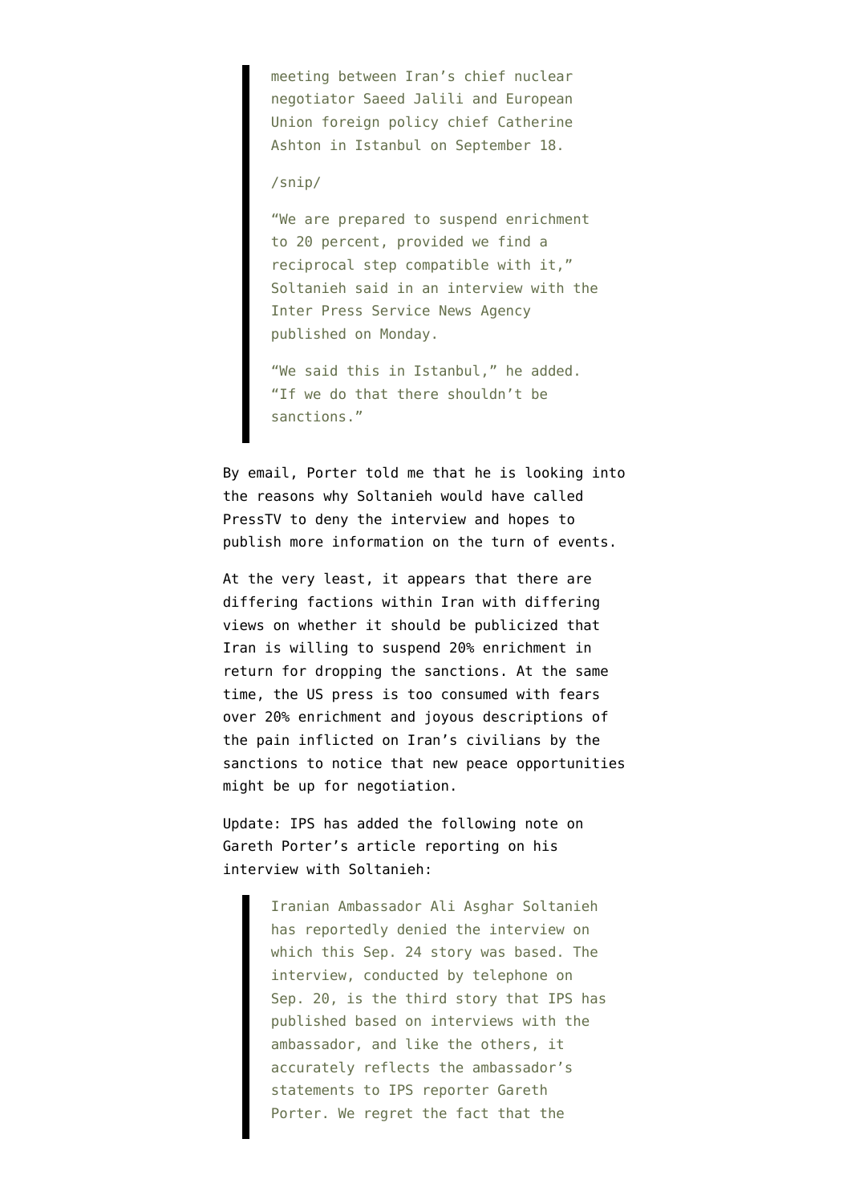> meeting between Iran's chief nuclear negotiator Saeed Jalili and European Union foreign policy chief Catherine Ashton in Istanbul on September 18.
>
> /snip/
>
> "We are prepared to suspend enrichment to 20 percent, provided we find a reciprocal step compatible with it," Soltanieh said in an interview with the Inter Press Service News Agency published on Monday.
>
> "We said this in Istanbul," he added. "If we do that there shouldn't be sanctions."

By email, Porter told me that he is looking into the reasons why Soltanieh would have called PressTV to deny the interview and hopes to publish more information on the turn of events.

At the very least, it appears that there are differing factions within Iran with differing views on whether it should be publicized that Iran is willing to suspend 20% enrichment in return for dropping the sanctions. At the same time, the US press is too consumed with fears over 20% enrichment and joyous descriptions of the pain inflicted on Iran's civilians by the sanctions to notice that new peace opportunities might be up for negotiation.

Update: IPS has added the following note on Gareth Porter's article reporting on his interview with Soltanieh:

> Iranian Ambassador Ali Asghar Soltanieh has reportedly denied the interview on which this Sep. 24 story was based. The interview, conducted by telephone on Sep. 20, is the third story that IPS has published based on interviews with the ambassador, and like the others, it accurately reflects the ambassador's statements to IPS reporter Gareth Porter. We regret the fact that the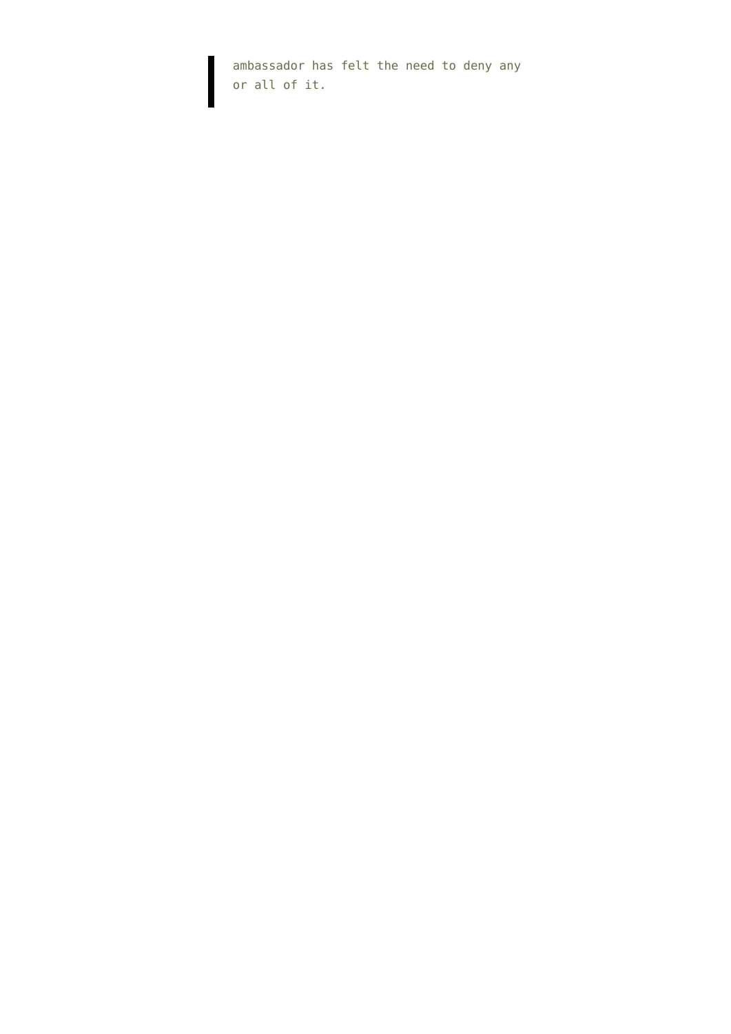> ambassador has felt the need to deny any or all of it.